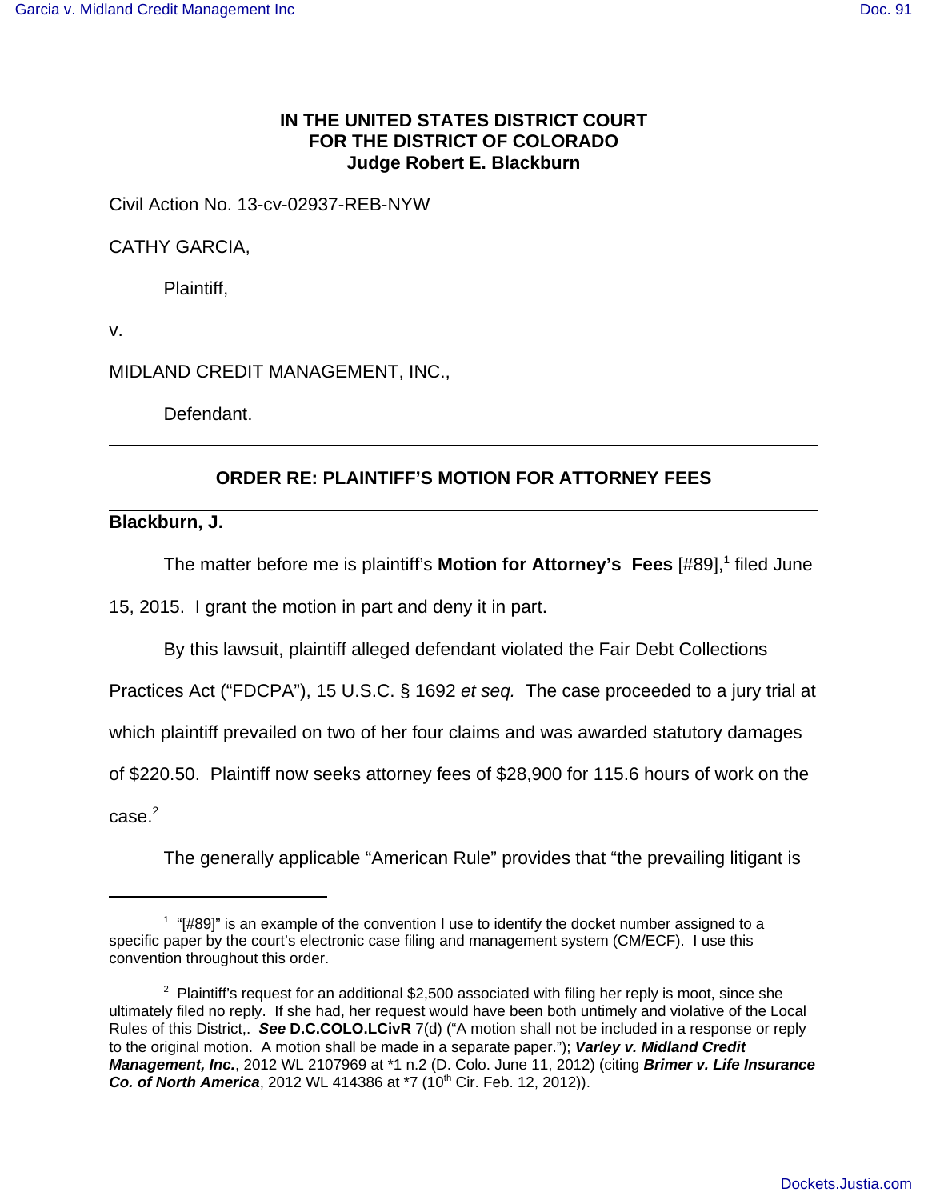**IN THE UNITED STATES DISTRICT COURT**
**FOR THE DISTRICT OF COLORADO**
**Judge Robert E. Blackburn**

Civil Action No. 13-cv-02937-REB-NYW

CATHY GARCIA,

Plaintiff,

v.

MIDLAND CREDIT MANAGEMENT, INC.,

Defendant.

---

## ORDER RE: PLAINTIFF'S MOTION FOR ATTORNEY FEES

---

**Blackburn, J.**

The matter before me is plaintiff's **Motion for Attorney's Fees** [#89],[1] filed June 15, 2015. I grant the motion in part and deny it in part.

By this lawsuit, plaintiff alleged defendant violated the Fair Debt Collections Practices Act ("FDCPA"), 15 U.S.C. § 1692 *et seq.* The case proceeded to a jury trial at which plaintiff prevailed on two of her four claims and was awarded statutory damages of $220.50. Plaintiff now seeks attorney fees of $28,900 for 115.6 hours of work on the case.[2]

The generally applicable "American Rule" provides that "the prevailing litigant is

---

[1] "[#89]" is an example of the convention I use to identify the docket number assigned to a specific paper by the court's electronic case filing and management system (CM/ECF). I use this convention throughout this order.

[2] Plaintiff's request for an additional $2,500 associated with filing her reply is moot, since she ultimately filed no reply. If she had, her request would have been both untimely and violative of the Local Rules of this District,. ***See*** **D.C.COLO.LCivR** 7(d) ("A motion shall not be included in a response or reply to the original motion. A motion shall be made in a separate paper."); ***Varley v. Midland Credit Management, Inc.***, 2012 WL 2107969 at *1 n.2 (D. Colo. June 11, 2012) (citing ***Brimer v. Life Insurance Co. of North America***, 2012 WL 414386 at *7 (10th Cir. Feb. 12, 2012)).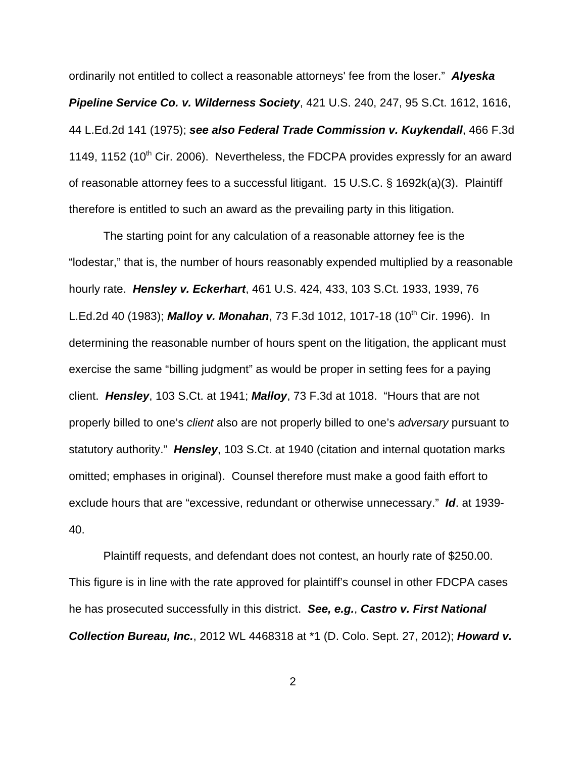ordinarily not entitled to collect a reasonable attorneys' fee from the loser." ***Alyeska Pipeline Service Co. v. Wilderness Society***, 421 U.S. 240, 247, 95 S.Ct. 1612, 1616, 44 L.Ed.2d 141 (1975); ***see also Federal Trade Commission v. Kuykendall***, 466 F.3d 1149, 1152 (10th Cir. 2006). Nevertheless, the FDCPA provides expressly for an award of reasonable attorney fees to a successful litigant. 15 U.S.C. § 1692k(a)(3). Plaintiff therefore is entitled to such an award as the prevailing party in this litigation.

The starting point for any calculation of a reasonable attorney fee is the "lodestar," that is, the number of hours reasonably expended multiplied by a reasonable hourly rate. ***Hensley v. Eckerhart***, 461 U.S. 424, 433, 103 S.Ct. 1933, 1939, 76 L.Ed.2d 40 (1983); ***Malloy v. Monahan***, 73 F.3d 1012, 1017-18 (10th Cir. 1996). In determining the reasonable number of hours spent on the litigation, the applicant must exercise the same "billing judgment" as would be proper in setting fees for a paying client. ***Hensley***, 103 S.Ct. at 1941; ***Malloy***, 73 F.3d at 1018. "Hours that are not properly billed to one's *client* also are not properly billed to one's *adversary* pursuant to statutory authority." ***Hensley***, 103 S.Ct. at 1940 (citation and internal quotation marks omitted; emphases in original). Counsel therefore must make a good faith effort to exclude hours that are "excessive, redundant or otherwise unnecessary." ***Id***. at 1939-40.

Plaintiff requests, and defendant does not contest, an hourly rate of $250.00. This figure is in line with the rate approved for plaintiff's counsel in other FDCPA cases he has prosecuted successfully in this district. ***See, e.g.***, ***Castro v. First National Collection Bureau, Inc.***, 2012 WL 4468318 at *1 (D. Colo. Sept. 27, 2012); ***Howard v.***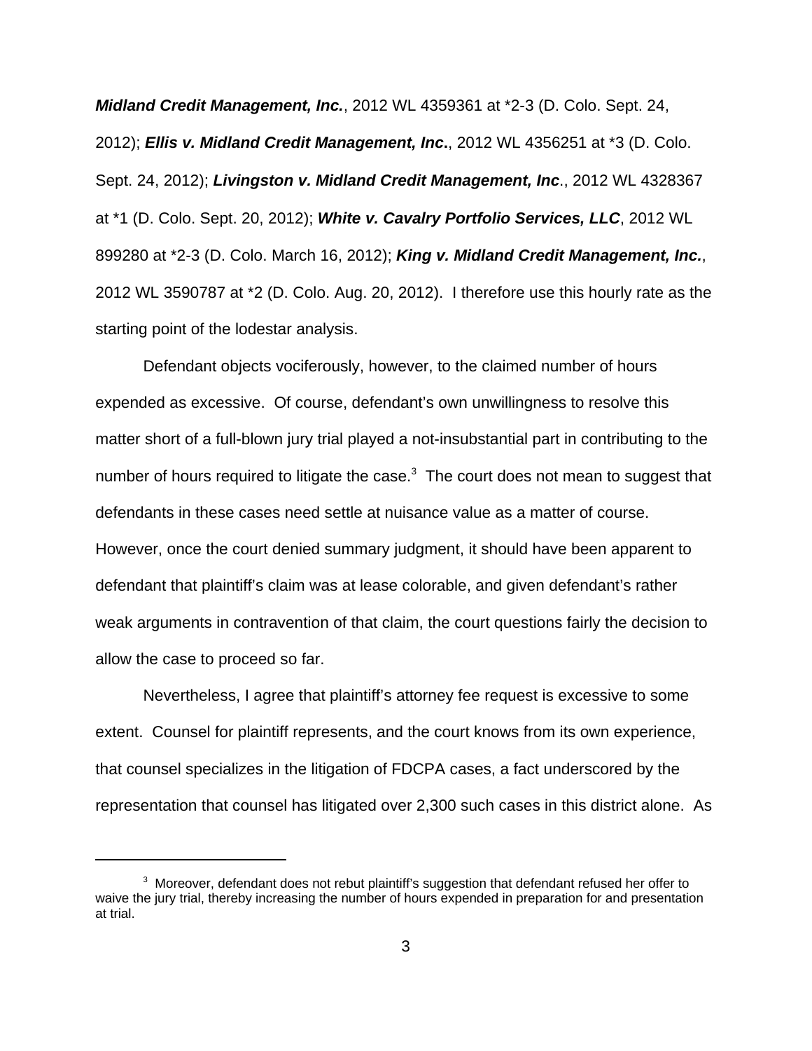***Midland Credit Management, Inc.***, 2012 WL 4359361 at *2-3 (D. Colo. Sept. 24, 2012); ***Ellis v. Midland Credit Management, Inc.***, 2012 WL 4356251 at *3 (D. Colo. Sept. 24, 2012); ***Livingston v. Midland Credit Management, Inc***., 2012 WL 4328367 at *1 (D. Colo. Sept. 20, 2012); ***White v. Cavalry Portfolio Services, LLC***, 2012 WL 899280 at *2-3 (D. Colo. March 16, 2012); ***King v. Midland Credit Management, Inc.***, 2012 WL 3590787 at *2 (D. Colo. Aug. 20, 2012). I therefore use this hourly rate as the starting point of the lodestar analysis.

Defendant objects vociferously, however, to the claimed number of hours expended as excessive. Of course, defendant's own unwillingness to resolve this matter short of a full-blown jury trial played a not-insubstantial part in contributing to the number of hours required to litigate the case.[3] The court does not mean to suggest that defendants in these cases need settle at nuisance value as a matter of course. However, once the court denied summary judgment, it should have been apparent to defendant that plaintiff's claim was at lease colorable, and given defendant's rather weak arguments in contravention of that claim, the court questions fairly the decision to allow the case to proceed so far.

Nevertheless, I agree that plaintiff's attorney fee request is excessive to some extent. Counsel for plaintiff represents, and the court knows from its own experience, that counsel specializes in the litigation of FDCPA cases, a fact underscored by the representation that counsel has litigated over 2,300 such cases in this district alone. As

---

[3] Moreover, defendant does not rebut plaintiff's suggestion that defendant refused her offer to waive the jury trial, thereby increasing the number of hours expended in preparation for and presentation at trial.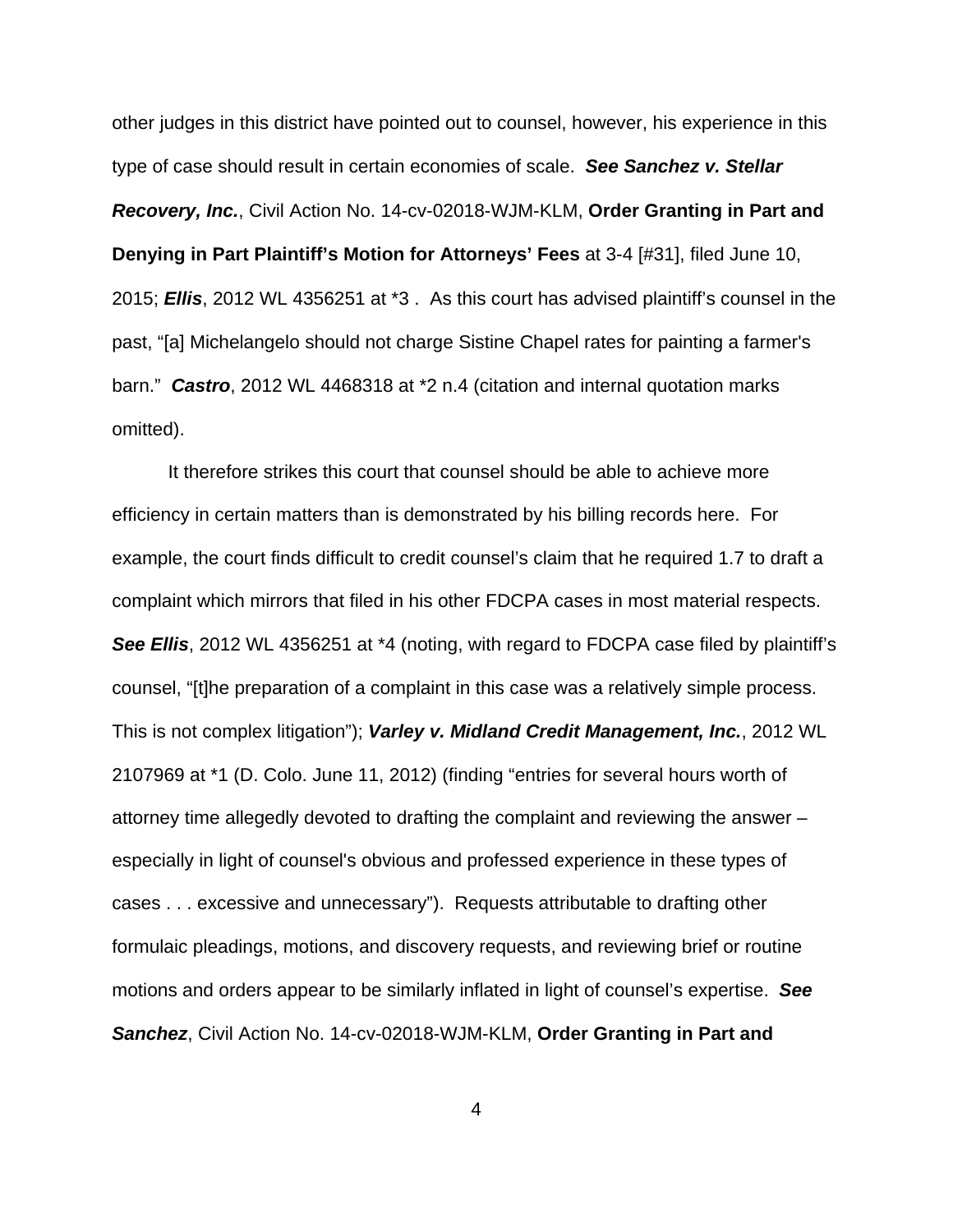other judges in this district have pointed out to counsel, however, his experience in this type of case should result in certain economies of scale. ***See Sanchez v. Stellar Recovery, Inc.***, Civil Action No. 14-cv-02018-WJM-KLM, **Order Granting in Part and Denying in Part Plaintiff's Motion for Attorneys' Fees** at 3-4 [#31], filed June 10, 2015; ***Ellis***, 2012 WL 4356251 at *3 . As this court has advised plaintiff's counsel in the past, "[a] Michelangelo should not charge Sistine Chapel rates for painting a farmer's barn." ***Castro***, 2012 WL 4468318 at *2 n.4 (citation and internal quotation marks omitted).

It therefore strikes this court that counsel should be able to achieve more efficiency in certain matters than is demonstrated by his billing records here. For example, the court finds difficult to credit counsel's claim that he required 1.7 to draft a complaint which mirrors that filed in his other FDCPA cases in most material respects. ***See Ellis***, 2012 WL 4356251 at *4 (noting, with regard to FDCPA case filed by plaintiff's counsel, "[t]he preparation of a complaint in this case was a relatively simple process. This is not complex litigation"); ***Varley v. Midland Credit Management, Inc.***, 2012 WL 2107969 at *1 (D. Colo. June 11, 2012) (finding "entries for several hours worth of attorney time allegedly devoted to drafting the complaint and reviewing the answer – especially in light of counsel's obvious and professed experience in these types of cases . . . excessive and unnecessary"). Requests attributable to drafting other formulaic pleadings, motions, and discovery requests, and reviewing brief or routine motions and orders appear to be similarly inflated in light of counsel's expertise. ***See Sanchez***, Civil Action No. 14-cv-02018-WJM-KLM, **Order Granting in Part and**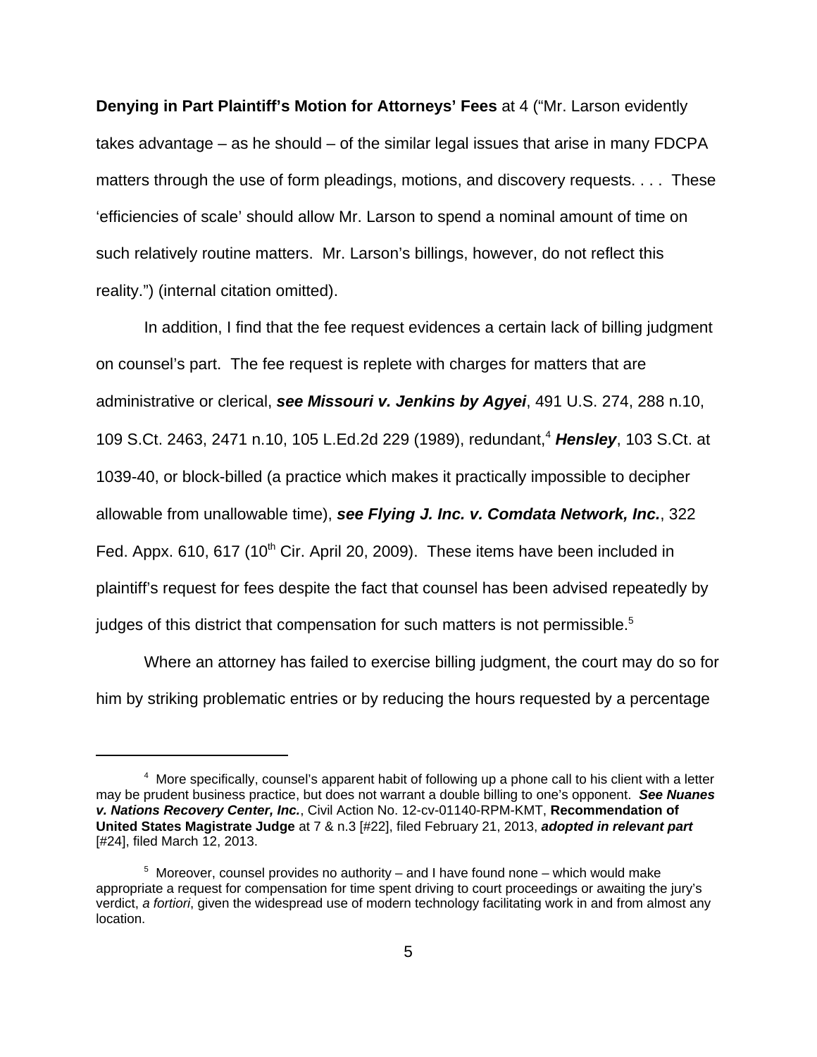**Denying in Part Plaintiff's Motion for Attorneys' Fees** at 4 ("Mr. Larson evidently takes advantage – as he should – of the similar legal issues that arise in many FDCPA matters through the use of form pleadings, motions, and discovery requests. . . . These 'efficiencies of scale' should allow Mr. Larson to spend a nominal amount of time on such relatively routine matters. Mr. Larson's billings, however, do not reflect this reality.") (internal citation omitted).

In addition, I find that the fee request evidences a certain lack of billing judgment on counsel's part. The fee request is replete with charges for matters that are administrative or clerical, ***see Missouri v. Jenkins by Agyei***, 491 U.S. 274, 288 n.10, 109 S.Ct. 2463, 2471 n.10, 105 L.Ed.2d 229 (1989), redundant,[4] ***Hensley***, 103 S.Ct. at 1039-40, or block-billed (a practice which makes it practically impossible to decipher allowable from unallowable time), ***see Flying J. Inc. v. Comdata Network, Inc.***, 322 Fed. Appx. 610, 617 (10th Cir. April 20, 2009). These items have been included in plaintiff's request for fees despite the fact that counsel has been advised repeatedly by judges of this district that compensation for such matters is not permissible.[5]

Where an attorney has failed to exercise billing judgment, the court may do so for him by striking problematic entries or by reducing the hours requested by a percentage

---

[4] More specifically, counsel's apparent habit of following up a phone call to his client with a letter may be prudent business practice, but does not warrant a double billing to one's opponent. ***See Nuanes v. Nations Recovery Center, Inc.***, Civil Action No. 12-cv-01140-RPM-KMT, **Recommendation of United States Magistrate Judge** at 7 & n.3 [#22], filed February 21, 2013, ***adopted in relevant part*** [#24], filed March 12, 2013.

[5] Moreover, counsel provides no authority – and I have found none – which would make appropriate a request for compensation for time spent driving to court proceedings or awaiting the jury's verdict, *a fortiori*, given the widespread use of modern technology facilitating work in and from almost any location.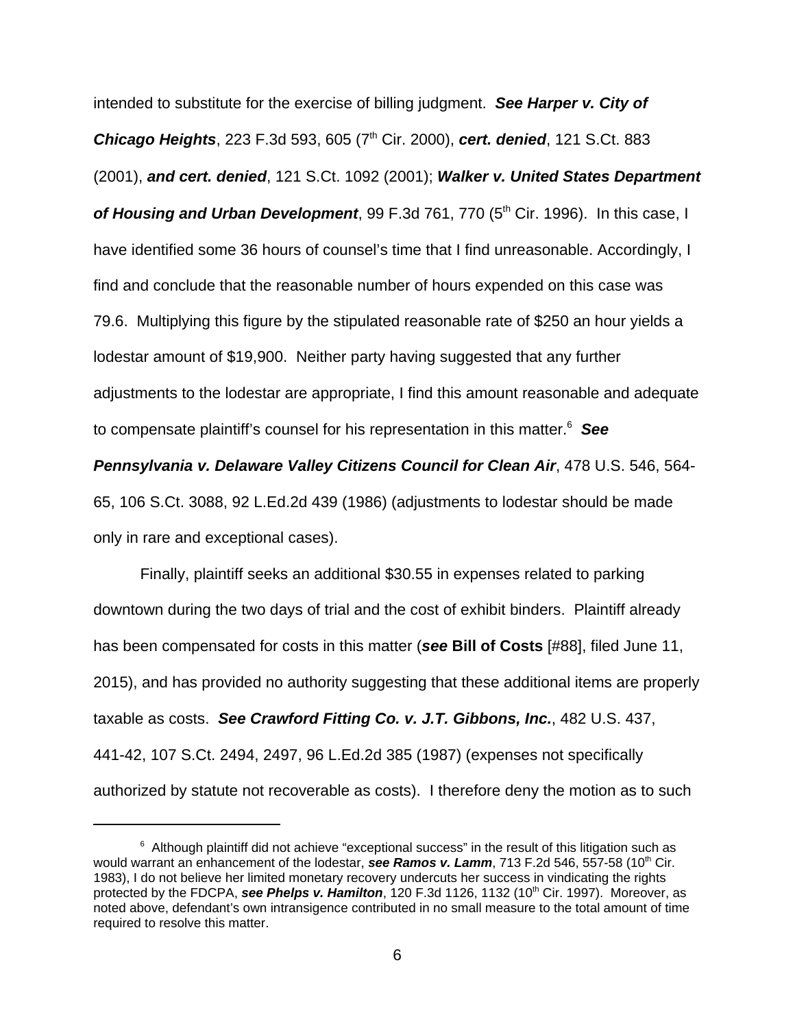intended to substitute for the exercise of billing judgment. ***See Harper v. City of Chicago Heights***, 223 F.3d 593, 605 (7th Cir. 2000), ***cert. denied***, 121 S.Ct. 883 (2001), ***and cert. denied***, 121 S.Ct. 1092 (2001); ***Walker v. United States Department of Housing and Urban Development***, 99 F.3d 761, 770 (5th Cir. 1996). In this case, I have identified some 36 hours of counsel's time that I find unreasonable. Accordingly, I find and conclude that the reasonable number of hours expended on this case was 79.6. Multiplying this figure by the stipulated reasonable rate of $250 an hour yields a lodestar amount of $19,900. Neither party having suggested that any further adjustments to the lodestar are appropriate, I find this amount reasonable and adequate to compensate plaintiff's counsel for his representation in this matter.[6] ***See Pennsylvania v. Delaware Valley Citizens Council for Clean Air***, 478 U.S. 546, 564-65, 106 S.Ct. 3088, 92 L.Ed.2d 439 (1986) (adjustments to lodestar should be made only in rare and exceptional cases).

Finally, plaintiff seeks an additional $30.55 in expenses related to parking downtown during the two days of trial and the cost of exhibit binders. Plaintiff already has been compensated for costs in this matter (***see*** **Bill of Costs** [#88], filed June 11, 2015), and has provided no authority suggesting that these additional items are properly taxable as costs. ***See Crawford Fitting Co. v. J.T. Gibbons, Inc.***, 482 U.S. 437, 441-42, 107 S.Ct. 2494, 2497, 96 L.Ed.2d 385 (1987) (expenses not specifically authorized by statute not recoverable as costs). I therefore deny the motion as to such

---

[6] Although plaintiff did not achieve "exceptional success" in the result of this litigation such as would warrant an enhancement of the lodestar, ***see Ramos v. Lamm***, 713 F.2d 546, 557-58 (10th Cir. 1983), I do not believe her limited monetary recovery undercuts her success in vindicating the rights protected by the FDCPA, ***see Phelps v. Hamilton***, 120 F.3d 1126, 1132 (10th Cir. 1997). Moreover, as noted above, defendant's own intransigence contributed in no small measure to the total amount of time required to resolve this matter.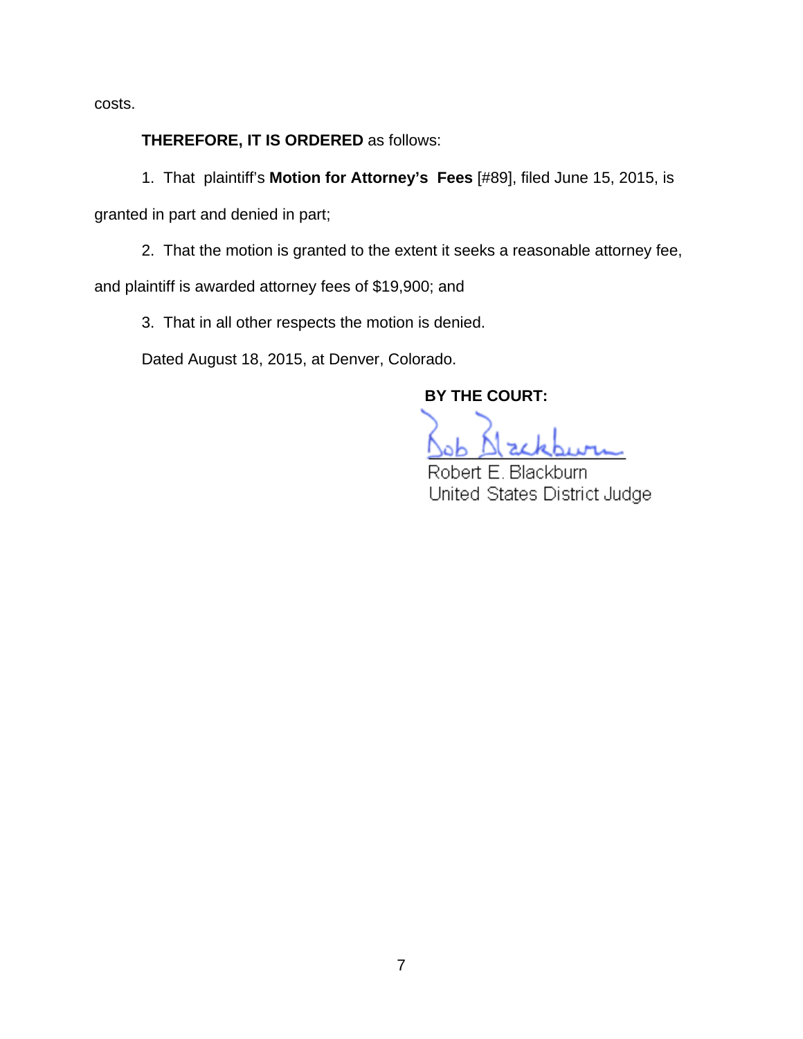costs.

**THEREFORE, IT IS ORDERED** as follows:

1. That plaintiff's **Motion for Attorney's Fees** [#89], filed June 15, 2015, is granted in part and denied in part;

2. That the motion is granted to the extent it seeks a reasonable attorney fee, and plaintiff is awarded attorney fees of $19,900; and

3. That in all other respects the motion is denied.

Dated August 18, 2015, at Denver, Colorado.

**BY THE COURT:**

Robert E. Blackburn
United States District Judge